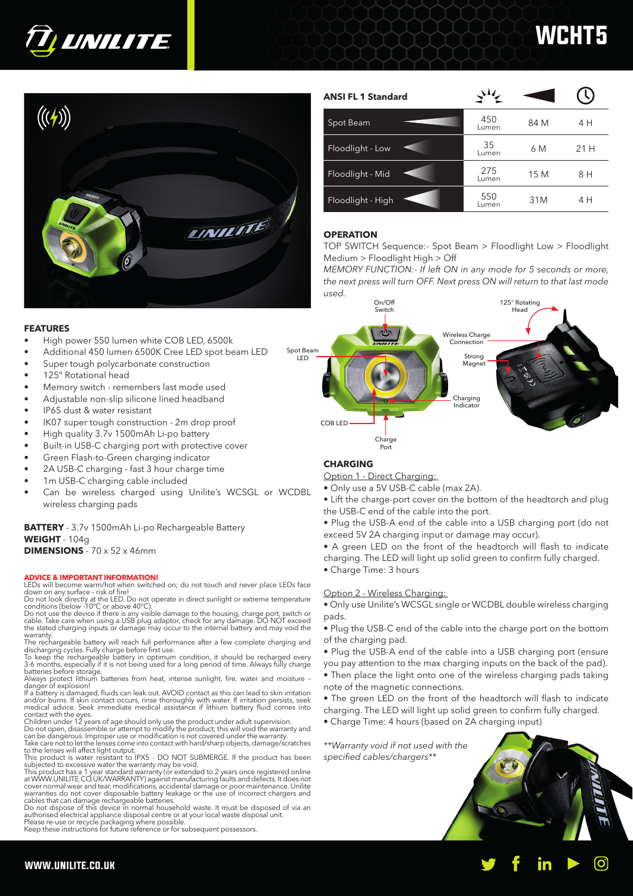# UNILITE

# WCHT5

## FEATURES

- High power 550 lumen white COB LED, 6500k
- Additional 450 lumen 6500K Cree LED spot beam LED
- Super tough polycarbonate construction
- 125° Rotational head
- Memory switch - remembers last mode used
- Adjustable non-slip silicone lined headband
- IP65 dust & water resistant
- IK07 super tough construction - 2m drop proof
- High quality 3.7v 1500mAh Li-po battery
- Built-in USB-C charging port with protective cover
- Green Flash-to-Green charging indicator
- 2A USB-C charging - fast 3 hour charge time
- 1m USB-C charging cable included
- Can be wireless charged using Unilite's WCSGL or WCDBL wireless charging pads

**BATTERY** - 3.7v 1500mAh Li-po Rechargeable Battery
**WEIGHT** - 104g
**DIMENSIONS** - 70 x 52 x 46mm

**ADVICE & IMPORTANT INFORMATION!**
LEDs will become warm/hot when switched on; do not touch and never place LEDs face down on any surface – risk of fire!
Do not look directly at the LED. Do not operate in direct sunlight or extreme temperature conditions (below -10°C or above 40°C).
Do not use the device if there is any visible damage to the housing, charge port, switch or cable. Take care when using a USB plug adaptor, check for any damage. DO NOT exceed the stated charging inputs or damage may occur to the internal battery and may void the warranty.
The rechargeable battery will reach full performance after a few complete charging and discharging cycles. Fully charge before first use.
To keep the rechargeable battery in optimum condition, it should be recharged every 3-6 months, especially if it is not being used for a long period of time. Always fully charge batteries before storage.
Always protect lithium batteries from heat, intense sunlight, fire, water and moisture – danger of explosion!
If a battery is damaged, fluids can leak out. AVOID contact as this can lead to skin irritation and/or burns. If skin contact occurs, rinse thoroughly with water. If irritation persists, seek medical advice. Seek immediate medical assistance if lithium battery fluid comes into contact with the eyes.
Children under 12 years of age should only use the product under adult supervision.
Do not open, disassemble or attempt to modify the product; this will void the warranty and can be dangerous. Improper use or modification is not covered under the warranty.
Take care not to let the lenses come into contact with hard/sharp objects, damage/scratches to the lenses will affect light output.
This product is water resistant to IPX5 - DO NOT SUBMERGE. If the product has been subjected to excessive water the warranty may be void.
This product has a 1 year standard warranty (or extended to 2 years once registered online at WWW.UNILITE.CO.UK/WARRANTY) against manufacturing faults and defects. It does not cover normal wear and tear, modifications, accidental damage or poor maintenance. Unilite warranties do not cover disposable battery leakage or the use of incorrect chargers and cables that can damage rechargeable batteries.
Do not dispose of this device in normal household waste. It must be disposed of via an authorised electrical appliance disposal centre or at your local waste disposal unit.
Please re-use or recycle packaging where possible.
Keep these instructions for future reference or for subsequent possessors.

| ANSI FL 1 Standard | Output | Beam Distance | Run Time |
|---|---|---|---|
| Spot Beam | 450 Lumen | 84 M | 4 H |
| Floodlight - Low | 35 Lumen | 6 M | 21 H |
| Floodlight - Mid | 275 Lumen | 15 M | 8 H |
| Floodlight - High | 550 Lumen | 31M | 4 H |

## OPERATION

TOP SWITCH Sequence:- Spot Beam > Floodlight Low > Floodlight Medium > Floodlight High > Off
*MEMORY FUNCTION:- If left ON in any mode for 5 seconds or more, the next press will turn OFF. Next press ON will return to that last mode used.*

On/Off Switch · Spot Beam LED · COB LED · Charge Port · Charging Indicator · Strong Magnet · Wireless Charge Connection · 125° Rotating Head

## CHARGING

Option 1 - Direct Charging:

- Only use a 5V USB-C cable (max 2A).
- Lift the charge-port cover on the bottom of the headtorch and plug the USB-C end of the cable into the port.
- Plug the USB-A end of the cable into a USB charging port (do not exceed 5V 2A charging input or damage may occur).
- A green LED on the front of the headtorch will flash to indicate charging. The LED will light up solid green to confirm fully charged.
- Charge Time: 3 hours

Option 2 - Wireless Charging:

- Only use Unilite's WCSGL single or WCDBL double wireless charging pads.
- Plug the USB-C end of the cable into the charge port on the bottom of the charging pad.
- Plug the USB-A end of the cable into a USB charging port (ensure you pay attention to the max charging inputs on the back of the pad).
- Then place the light onto one of the wireless charging pads taking note of the magnetic connections.
- The green LED on the front of the headtorch will flash to indicate charging. The LED will light up solid green to confirm fully charged.
- Charge Time: 4 hours (based on 2A charging input)

*\*\*Warranty void if not used with the specified cables/chargers\*\**

WWW.UNILITE.CO.UK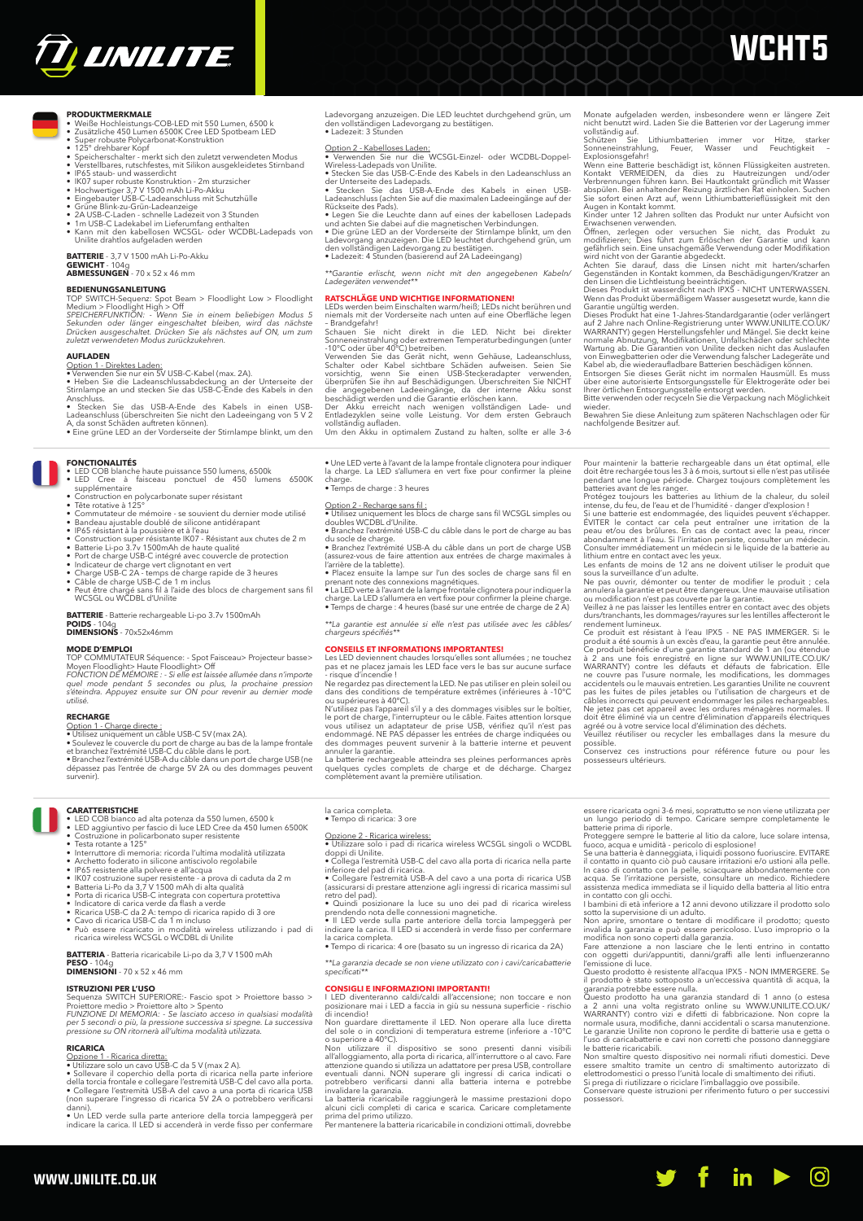# WCHT5

## PRODUKTMERKMALE

- Weiße Hochleistungs-COB-LED mit 550 Lumen, 6500 k
- Zusätzliche 450 Lumen 6500K Cree LED Spotbeam LED
- Super robuste Polycarbonat-Konstruktion
- 125° drehbarer Kopf
- Speicherschalter - merkt sich den zuletzt verwendeten Modus
- Verstellbares, rutschfestes, mit Silikon ausgekleidetes Stirnband
- IP65 staub- und wasserdicht
- IK07 super robuste Konstruktion - 2m sturzsicher
- Hochwertiger 3,7 V 1500 mAh Li-Po-Akku
- Eingebauter USB-C-Ladeanschluss mit Schutzhülle
- Grüne Blink-zu-Grün-Ladeanzeige
- 2A USB-C-Laden - schnelle Ladezeit von 3 Stunden
- 1m USB-C Ladekabel im Lieferumfang enthalten
- Kann mit den kabellosen WCSGL- oder WCDBL-Ladepads von Unilite drahtlos aufgeladen werden

**BATTERIE** - 3,7 V 1500 mAh Li-Po-Akku
**GEWICHT** - 104g
**ABMESSUNGEN** - 70 x 52 x 46 mm

### BEDIENUNGSANLEITUNG

TOP SWITCH-Sequenz: Spot Beam > Floodlight Low > Floodlight Medium > Floodlight High > Off
*SPEICHERFUNKTION: - Wenn Sie in einem beliebigen Modus 5 Sekunden oder länger eingeschaltet bleiben, wird das nächste Drücken ausgeschaltet. Drücken Sie als nächstes auf ON, um zum zuletzt verwendeten Modus zurückzukehren.*

### AUFLADEN

Option 1 - Direktes Laden:
- Verwenden Sie nur ein 5V USB-C-Kabel (max. 2A).
- Heben Sie die Ladeanschlussabdeckung an der Unterseite der Stirnlampe an und stecken Sie das USB-C-Ende des Kabels in den Anschluss.
- Stecken Sie das USB-A-Ende des Kabels in einen USB-Ladeanschluss (überschreiten Sie nicht den Ladeeingang von 5 V 2 A, da sonst Schäden auftreten können).
- Eine grüne LED an der Vorderseite der Stirnlampe blinkt, um den Ladevorgang anzuzeigen. Die LED leuchtet durchgehend grün, um den vollständigen Ladevorgang zu bestätigen.
- Ladezeit: 3 Stunden

Option 2 - Kabelloses Laden:
- Verwenden Sie nur die WCSGL-Einzel- oder WCDBL-Doppel-Wireless-Ladepads von Unilite.
- Stecken Sie das USB-C-Ende des Kabels in den Ladeanschluss an der Unterseite des Ladepads.
- Stecken Sie das USB-A-Ende des Kabels in einen USB-Ladeanschluss (achten Sie auf die maximalen Ladeeingänge auf der Rückseite des Pads).
- Legen Sie die Leuchte dann auf eines der kabellosen Ladepads und achten Sie dabei auf die magnetischen Verbindungen.
- Die grüne LED an der Vorderseite der Stirnlampe blinkt, um den Ladevorgang anzuzeigen. Die LED leuchtet durchgehend grün, um den vollständigen Ladevorgang zu bestätigen.
- Ladezeit: 4 Stunden (basierend auf 2A Ladeeingang)

*\*\*Garantie erlischt, wenn nicht mit den angegebenen Kabeln/Ladegeräten verwendet\*\**

### RATSCHLÄGE UND WICHTIGE INFORMATIONEN!

LEDs werden beim Einschalten warm/heiß; LEDs nicht berühren und niemals mit der Vorderseite nach unten auf eine Oberfläche legen - Brandgefahr!
Schauen Sie nicht direkt in die LED. Nicht bei direkter Sonneneinstrahlung oder extremen Temperaturbedingungen (unter -10°C oder über 40°C) betreiben.
Verwenden Sie das Gerät nicht, wenn Gehäuse, Ladeanschluss, Schalter oder Kabel sichtbare Schäden aufweisen. Seien Sie vorsichtig, wenn Sie einen USB-Steckeradapter verwenden, überprüfen Sie ihn auf Beschädigungen. Überschreiten Sie NICHT die angegebenen Ladeeingänge, da der interne Akku sonst beschädigt werden und die Garantie erlöschen kann.
Der Akku erreicht nach wenigen vollständigen Lade- und Entladezyklen seine volle Leistung. Vor dem ersten Gebrauch vollständig aufladen.
Um den Akku in optimalem Zustand zu halten, sollte er alle 3-6 Monate aufgeladen werden, insbesondere wenn er längere Zeit nicht benutzt wird. Laden Sie die Batterien vor der Lagerung immer vollständig auf.
Schützen Sie Lithiumbatterien immer vor Hitze, starker Sonneneinstrahlung, Feuer, Wasser und Feuchtigkeit – Explosionsgefahr!
Wenn eine Batterie beschädigt ist, können Flüssigkeiten austreten. Kontakt VERMEIDEN, da dies zu Hautreizungen und/oder Verbrennungen führen kann. Bei Hautkontakt gründlich mit Wasser abspülen. Bei anhaltender Reizung ärztlichen Rat einholen. Suchen Sie sofort einen Arzt auf, wenn Lithiumbatterieflüssigkeit mit den Augen in Kontakt kommt.
Kinder unter 12 Jahren sollten das Produkt nur unter Aufsicht von Erwachsenen verwenden.
Öffnen, zerlegen oder versuchen Sie nicht, das Produkt zu modifizieren; Dies führt zum Erlöschen der Garantie und kann gefährlich sein. Eine unsachgemäße Verwendung oder Modifikation wird nicht von der Garantie abgedeckt.
Achten Sie darauf, dass die Linsen nicht mit harten/scharfen Gegenständen in Kontakt kommen, da Beschädigungen/Kratzer an den Linsen die Lichtleistung beeinträchtigen.
Dieses Produkt ist wasserdicht nach IPX5 - NICHT UNTERWASSEN. Wenn das Produkt übermäßigem Wasser ausgesetzt wurde, kann die Garantie ungültig werden.
Dieses Produkt hat eine 1-Jahres-Standardgarantie (oder verlängert auf 2 Jahre nach Online-Registrierung unter WWW.UNILITE.CO.UK/WARRANTY) gegen Herstellungsfehler und Mängel. Sie deckt keine normale Abnutzung, Modifikationen, Unfallschäden oder schlechte Wartung ab. Die Garantien von Unilite decken nicht das Auslaufen von Einwegbatterien oder die Verwendung falscher Ladegeräte und Kabel ab, die wiederaufladbare Batterien beschädigen können.
Entsorgen Sie dieses Gerät nicht im normalen Hausmüll. Es muss über eine autorisierte Entsorgungsstelle für Elektrogeräte oder bei Ihrer örtlichen Entsorgungsstelle entsorgt werden.
Bitte verwenden oder recyceln Sie die Verpackung nach Möglichkeit wieder.
Bewahren Sie diese Anleitung zum späteren Nachschlagen oder für nachfolgende Besitzer auf.

## FONCTIONALITÉS

- LED COB blanche haute puissance 550 lumens, 6500k
- LED Cree à faisceau ponctuel de 450 lumens 6500K supplémentaire
- Construction en polycarbonate super résistant
- Tête rotative à 125°
- Commutateur de mémoire - se souvient du dernier mode utilisé
- Bandeau ajustable doublé de silicone antidérapant
- IP65 résistant à la poussière et à l'eau
- Construction super résistante IK07 - Résistant aux chutes de 2 m
- Batterie Li-po 3.7v 1500mAh de haute qualité
- Port de charge USB-C intégré avec couvercle de protection
- Indicateur de charge vert clignotant en vert
- Charge USB-C 2A - temps de charge rapide de 3 heures
- Câble de charge USB-C de 1 m inclus
- Peut être chargé sans fil à l'aide des blocs de chargement sans fil WCSGL ou WCDBL d'Unilite

**BATTERIE** - Batterie rechargeable Li-po 3.7v 1500mAh
**POIDS** - 104g
**DIMENSIONS** - 70x52x46mm

### MODE D'EMPLOI

TOP COMMUTATEUR Séquence: - Spot Faisceau> Projecteur basse> Moyen Floodlight> Haute Floodlight> Off
*FONCTION DE MÉMOIRE : - Si elle est laissée allumée dans n'importe quel mode pendant 5 secondes ou plus, la prochaine pression s'éteindra. Appuyez ensuite sur ON pour revenir au dernier mode utilisé.*

### RECHARGE

Option 1 - Charge directe :
- Utilisez uniquement un câble USB-C 5V (max 2A).
- Soulevez le couvercle du port de charge au bas de la lampe frontale et branchez l'extrémité USB-C du câble dans le port.
- Branchez l'extrémité USB-A du câble dans un port de charge USB (ne dépassez pas l'entrée de charge 5V 2A ou des dommages peuvent survenir).
- Une LED verte à l'avant de la lampe frontale clignotera pour indiquer la charge. La LED s'allumera en vert fixe pour confirmer la pleine charge.
- Temps de charge : 3 heures

Option 2 - Recharge sans fil :
- Utilisez uniquement les blocs de charge sans fil WCSGL simples ou doubles WCDBL d'Unilite.
- Branchez l'extrémité USB-C du câble dans le port de charge au bas du socle de charge.
- Branchez l'extrémité USB-A du câble dans un port de charge USB (assurez-vous de faire attention aux entrées de charge maximales à l'arrière de la tablette).
- Placez ensuite la lampe sur l'un des socles de charge sans fil en prenant note des connexions magnétiques.
- La LED verte à l'avant de la lampe frontale clignotera pour indiquer la charge. La LED s'allumera en vert fixe pour confirmer la pleine charge.
- Temps de charge : 4 heures (basé sur une entrée de charge de 2 A)

*\*\*La garantie est annulée si elle n'est pas utilisée avec les câbles/chargeurs spécifiés\*\**

### CONSEILS ET INFORMATIONS IMPORTANTES!

Les LED deviennent chaudes lorsqu'elles sont allumées ; ne touchez pas et ne placez jamais les LED face vers le bas sur aucune surface - risque d'incendie !
Ne regardez pas directement la LED. Ne pas utiliser en plein soleil ou dans des conditions de température extrêmes (inférieures à -10°C ou supérieures à 40°C).
N'utilisez pas l'appareil s'il y a des dommages visibles sur le boîtier, le port de charge, l'interrupteur ou le câble. Faites attention lorsque vous utilisez un adaptateur de prise USB, vérifiez qu'il n'est pas endommagé. NE PAS dépasser les entrées de charge indiquées ou des dommages peuvent survenir à la batterie interne et peuvent annuler la garantie.
La batterie rechargeable atteindra ses pleines performances après quelques cycles complets de charge et de décharge. Chargez complètement avant la première utilisation.
Pour maintenir la batterie rechargeable dans un état optimal, elle doit être rechargée tous les 3 à 6 mois, surtout si elle n'est pas utilisée pendant une longue période. Chargez toujours complètement les batteries avant de les ranger.
Protégez toujours les batteries au lithium de la chaleur, du soleil intense, du feu, de l'eau et de l'humidité - danger d'explosion !
Si une batterie est endommagée, des liquides peuvent s'échapper. ÉVITER le contact car cela peut entraîner une irritation de la peau et/ou des brûlures. En cas de contact avec la peau, rincer abondamment à l'eau. Si l'irritation persiste, consulter un médecin. Consulter immédiatement un médecin si le liquide de la batterie au lithium entre en contact avec les yeux.
Les enfants de moins de 12 ans ne doivent utiliser le produit que sous la surveillance d'un adulte.
Ne pas ouvrir, démonter ou tenter de modifier le produit ; cela annulera la garantie et peut être dangereux. Une mauvaise utilisation ou modification n'est pas couverte par la garantie.
Veillez à ne pas laisser les lentilles entrer en contact avec des objets durs/tranchants, les dommages/rayures sur les lentilles affecteront le rendement lumineux.
Ce produit est résistant à l'eau IPX5 - NE PAS IMMERGER. Si le produit a été soumis à un excès d'eau, la garantie peut être annulée.
Ce produit bénéficie d'une garantie standard de 1 an (ou étendue à 2 ans une fois enregistré en ligne sur WWW.UNILITE.CO.UK/WARRANTY) contre les défauts et défauts de fabrication. Elle ne couvre pas l'usure normale, les modifications, les dommages accidentels ou le mauvais entretien. Les garanties Unilite ne couvrent pas les fuites de piles jetables ou l'utilisation de chargeurs et de câbles incorrects qui peuvent endommager les piles rechargeables.
Ne jetez pas cet appareil avec les ordures ménagères normales. Il doit être éliminé via un centre d'élimination d'appareils électriques agréé ou à votre service local d'élimination des déchets.
Veuillez réutiliser ou recycler les emballages dans la mesure du possible.
Conservez ces instructions pour référence future ou pour les possesseurs ultérieurs.

## CARATTERISTICHE

- LED COB bianco ad alta potenza da 550 lumen, 6500 k
- LED aggiuntivo per fascio di luce LED Cree da 450 lumen 6500K
- Costruzione in policarbonato super resistente
- Testa rotante a 125°
- Interruttore di memoria: ricorda l'ultima modalità utilizzata
- Archetto foderato in silicone antiscivolo regolabile
- IP65 resistente alla polvere e all'acqua
- IK07 costruzione super resistente - a prova di caduta da 2 m
- Batteria Li-Po da 3,7 V 1500 mAh di alta qualità
- Porta di ricarica USB-C integrata con copertura protettiva
- Indicatore di carica verde da flash a verde
- Ricarica USB-C da 2 A: tempo di ricarica rapido di 3 ore
- Cavo di ricarica USB-C da 1 m incluso
- Può essere ricaricato in modalità wireless utilizzando i pad di ricarica wireless WCSGL o WCDBL di Unilite

**BATTERIA** - Batteria ricaricabile Li-po da 3,7 V 1500 mAh
**PESO** - 104g
**DIMENSIONI** - 70 x 52 x 46 mm

### ISTRUZIONI PER L'USO

Sequenza SWITCH SUPERIORE:- Fascio spot > Proiettore basso > Proiettore medio > Proiettore alto > Spento
*FUNZIONE DI MEMORIA: - Se lasciato acceso in qualsiasi modalità per 5 secondi o più, la pressione successiva si spegne. La successiva pressione su ON ritornerà all'ultima modalità utilizzata.*

### RICARICA

Opzione 1 - Ricarica diretta:
- Utilizzare solo un cavo USB-C da 5 V (max 2 A).
- Sollevare il coperchio della porta di ricarica nella parte inferiore della torcia frontale e collegare l'estremità USB-C del cavo alla porta.
- Collegare l'estremità USB-A del cavo a una porta di ricarica USB (non superare l'ingresso di ricarica 5V 2A o potrebbero verificarsi danni).
- Un LED verde sulla parte anteriore della torcia lampeggerà per indicare la carica. Il LED si accenderà in verde fisso per confermare la carica completa.
- Tempo di ricarica: 3 ore

Opzione 2 - Ricarica wireless:
- Utilizzare solo i pad di ricarica wireless WCSGL singoli o WCDBL doppi di Unilite.
- Collega l'estremità USB-C del cavo alla porta di ricarica nella parte inferiore del pad di ricarica.
- Collegare l'estremità USB-A del cavo a una porta di ricarica USB (assicurarsi di prestare attenzione agli ingressi di ricarica massimi sul retro del pad).
- Quindi posizionare la luce su uno dei pad di ricarica wireless prendendo nota delle connessioni magnetiche.
- Il LED verde sulla parte anteriore della torcia lampeggerà per indicare la carica. Il LED si accenderà in verde fisso per confermare la carica completa.
- Tempo di ricarica: 4 ore (basato su un ingresso di ricarica da 2A)

*\*\*La garanzia decade se non viene utilizzato con i cavi/caricabatterie specificati\*\**

### CONSIGLI E INFORMAZIONI IMPORTANTI!

I LED diventeranno caldi/caldi all'accensione; non toccare e non posizionare mai i LED a faccia in giù su nessuna superficie - rischio di incendio!
Non guardare direttamente il LED. Non operare alla luce diretta del sole o in condizioni di temperatura estreme (inferiore a -10°C o superiore a 40°C).
Non utilizzare il dispositivo se sono presenti danni visibili all'alloggiamento, alla porta di ricarica, all'interruttore o al cavo. Fare attenzione quando si utilizza un adattatore per presa USB, controllare eventuali danni. NON superare gli ingressi di carica indicati o potrebbero verificarsi danni alla batteria interna e potrebbe invalidare la garanzia.
La batteria ricaricabile raggiungerà le massime prestazioni dopo alcuni cicli completi di carica e scarica. Caricare completamente prima del primo utilizzo.
Per mantenere la batteria ricaricabile in condizioni ottimali, dovrebbe essere ricaricata ogni 3-6 mesi, soprattutto se non viene utilizzata per un lungo periodo di tempo. Caricare sempre completamente le batterie prima di riporle.
Proteggere sempre le batterie al litio da calore, luce solare intensa, fuoco, acqua e umidità - pericolo di esplosione!
Se una batteria è danneggiata, i liquidi possono fuoriuscire. EVITARE il contatto in quanto ciò può causare irritazioni e/o ustioni alla pelle. In caso di contatto con la pelle, sciacquare abbondantemente con acqua. Se l'irritazione persiste, consultare un medico. Richiedere assistenza medica immediata se il liquido della batteria al litio entra in contatto con gli occhi.
I bambini di età inferiore a 12 anni devono utilizzare il prodotto solo sotto la supervisione di un adulto.
Non aprire, smontare o tentare di modificare il prodotto; questo invalida la garanzia e può essere pericoloso. L'uso improprio o la modifica non sono coperti dalla garanzia.
Fare attenzione a non lasciare che le lenti entrino in contatto con oggetti duri/appuntiti, danni/graffi alle lenti influenzeranno l'emissione di luce.
Questo prodotto è resistente all'acqua IPX5 - NON IMMERGERE. Se il prodotto è stato sottoposto a un'eccessiva quantità di acqua, la garanzia potrebbe essere nulla.
Questo prodotto ha una garanzia standard di 1 anno (o estesa a 2 anni una volta registrato online su WWW.UNILITE.CO.UK/WARRANTY) contro vizi e difetti di fabbricazione. Non copre la normale usura, modifiche, danni accidentali o scarsa manutenzione. Le garanzie Unilite non coprono le perdite di batterie usa e getta o l'uso di caricabatterie e cavi non corretti che possono danneggiare le batterie ricaricabili.
Non smaltire questo dispositivo nei normali rifiuti domestici. Deve essere smaltito tramite un centro di smaltimento autorizzato di elettrodomestici o presso l'unità locale di smaltimento dei rifiuti.
Si prega di riutilizzare o riciclare l'imballaggio ove possibile.
Conservare queste istruzioni per riferimento futuro o per successivi possessori.

WWW.UNILITE.CO.UK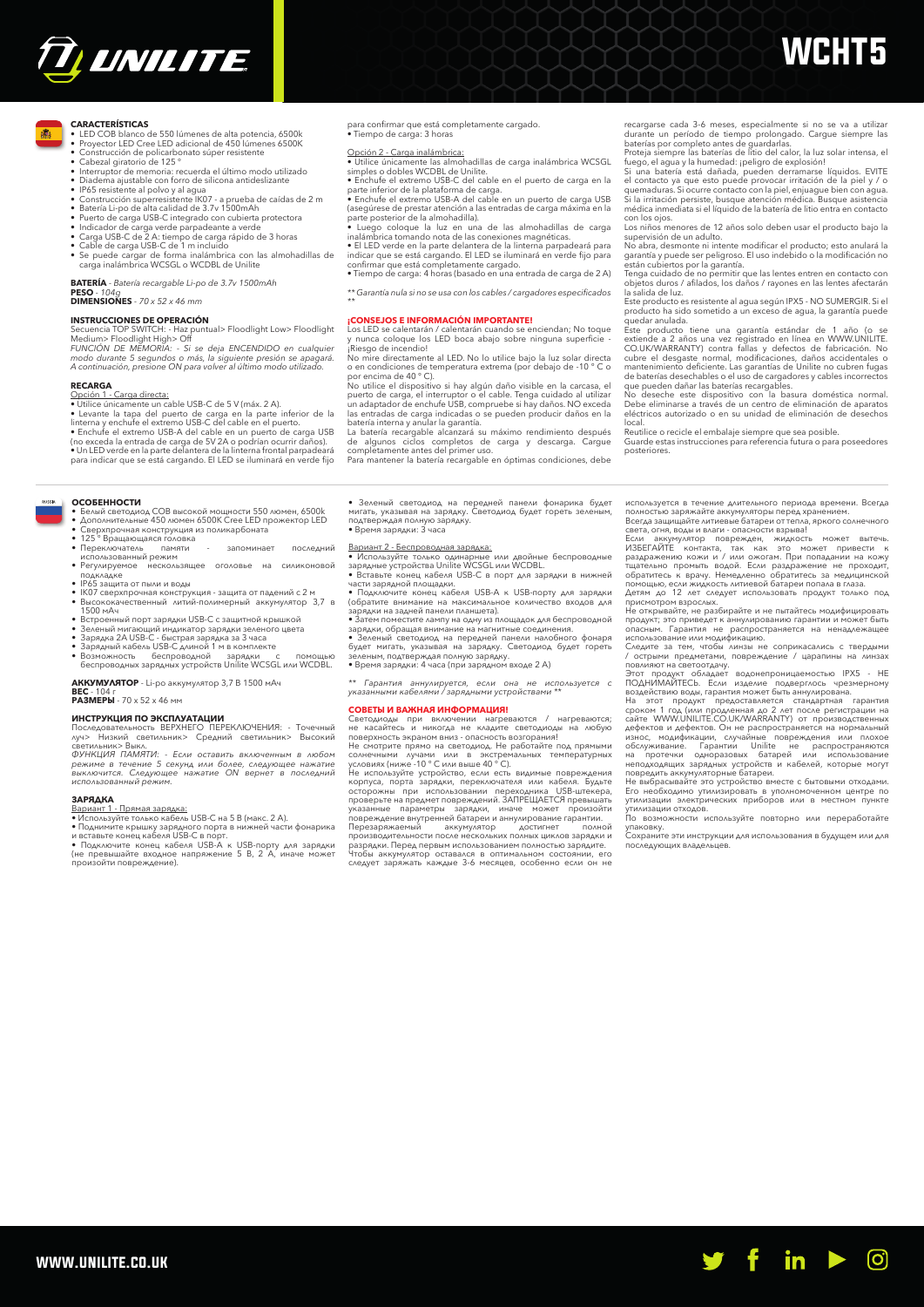# WCHT5

## CARACTERÍSTICAS

- LED COB blanco de 550 lúmenes de alta potencia, 6500k
- Proyector LED Cree LED adicional de 450 lúmenes 6500K
- Construcción de policarbonato súper resistente
- Cabezal giratorio de 125 °
- Interruptor de memoria: recuerda el último modo utilizado
- Diadema ajustable con forro de silicona antideslizante
- IP65 resistente al polvo y al agua
- Construcción superresistente IK07 - a prueba de caídas de 2 m
- Batería Li-po de alta calidad de 3.7v 1500mAh
- Puerto de carga USB-C integrado con cubierta protectora
- Indicador de carga verde parpadeante a verde
- Carga USB-C de 2 A: tiempo de carga rápido de 3 horas
- Cable de carga USB-C de 1 m incluido
- Se puede cargar de forma inalámbrica con las almohadillas de carga inalámbrica WCSGL o WCDBL de Unilite

**BATERÍA** - *Batería recargable Li-po de 3.7v 1500mAh*
**PESO** - *104g*
**DIMENSIONES** - *70 x 52 x 46 mm*

### INSTRUCCIONES DE OPERACIÓN

Secuencia TOP SWITCH: - Haz puntual> Floodlight Low> Floodlight Medium> Floodlight High> Off
*FUNCIÓN DE MEMORIA: - Si se deja ENCENDIDO en cualquier modo durante 5 segundos o más, la siguiente presión se apagará. A continuación, presione ON para volver al último modo utilizado.*

### RECARGA

Opción 1 - Carga directa:
- Utilice únicamente un cable USB-C de 5 V (máx. 2 A).
- Levante la tapa del puerto de carga en la parte inferior de la linterna y enchufe el extremo USB-C del cable en el puerto.
- Enchufe el extremo USB-A del cable en un puerto de carga USB (no exceda la entrada de carga de 5V 2A o podrían ocurrir daños).
- Un LED verde en la parte delantera de la linterna frontal parpadeará para indicar que se está cargando. El LED se iluminará en verde fijo para confirmar que está completamente cargado.
- Tiempo de carga: 3 horas

Opción 2 - Carga inalámbrica:
- Utilice únicamente las almohadillas de carga inalámbrica WCSGL simples o dobles WCDBL de Unilite.
- Enchufe el extremo USB-C del cable en el puerto de carga en la parte inferior de la plataforma de carga.
- Enchufe el extremo USB-A del cable en un puerto de carga USB (asegúrese de prestar atención a las entradas de carga máxima en la parte posterior de la almohadilla).
- Luego coloque la luz en una de las almohadillas de carga inalámbrica tomando nota de las conexiones magnéticas.
- El LED verde en la parte delantera de la linterna parpadeará para indicar que se está cargando. El LED se iluminará en verde fijo para confirmar que está completamente cargado.
- Tiempo de carga: 4 horas (basado en una entrada de carga de 2 A)

*\*\* Garantía nula si no se usa con los cables / cargadores especificados \*\**

### ¡CONSEJOS E INFORMACIÓN IMPORTANTE!

Los LED se calentarán / calentarán cuando se enciendan; No toque y nunca coloque los LED boca abajo sobre ninguna superficie - ¡Riesgo de incendio!
No mire directamente al LED. No lo utilice bajo la luz solar directa o en condiciones de temperatura extrema (por debajo de -10 ° C o por encima de 40 ° C).
No utilice el dispositivo si hay algún daño visible en la carcasa, el puerto de carga, el interruptor o el cable. Tenga cuidado al utilizar un adaptador de enchufe USB, compruebe si hay daños. NO exceda las entradas de carga indicadas o se pueden producir daños en la batería interna y anular la garantía.
La batería recargable alcanzará su máximo rendimiento después de algunos ciclos completos de carga y descarga. Cargue completamente antes del primer uso.
Para mantener la batería recargable en óptimas condiciones, debe recargarse cada 3-6 meses, especialmente si no se va a utilizar durante un período de tiempo prolongado. Cargue siempre las baterías por completo antes de guardarlas.
Proteja siempre las baterías de litio del calor, la luz solar intensa, el fuego, el agua y la humedad: ¡peligro de explosión!
Si una batería está dañada, pueden derramarse líquidos. EVITE el contacto ya que esto puede provocar irritación de la piel y / o quemaduras. Si ocurre contacto con la piel, enjuague bien con agua. Si la irritación persiste, busque atención médica. Busque asistencia médica inmediata si el líquido de la batería de litio entra en contacto con los ojos.
Los niños menores de 12 años solo deben usar el producto bajo la supervisión de un adulto.
No abra, desmonte ni intente modificar el producto; esto anulará la garantía y puede ser peligroso. El uso indebido o la modificación no están cubiertos por la garantía.
Tenga cuidado de no permitir que las lentes entren en contacto con objetos duros / afilados, los daños / rayones en las lentes afectarán la salida de luz.
Este producto es resistente al agua según IPX5 - NO SUMERGIR. Si el producto ha sido sometido a un exceso de agua, la garantía puede quedar anulada.
Este producto tiene una garantía estándar de 1 año (o se extiende a 2 años una vez registrado en línea en WWW.UNILITE.CO.UK/WARRANTY) contra fallas y defectos de fabricación. No cubre el desgaste normal, modificaciones, daños accidentales o mantenimiento deficiente. Las garantías de Unilite no cubren fugas de baterías desechables o el uso de cargadores y cables incorrectos que pueden dañar las baterías recargables.
No deseche este dispositivo con la basura doméstica normal. Debe eliminarse a través de un centro de eliminación de aparatos eléctricos autorizado o en su unidad de eliminación de desechos local.
Reutilice o recicle el embalaje siempre que sea posible.
Guarde estas instrucciones para referencia futura o para poseedores posteriores.

## ОСОБЕННОСТИ

- Белый светодиод COB высокой мощности 550 люмен, 6500k
- Дополнительные 450 люмен 6500K Cree LED прожектор LED
- Сверхпрочная конструкция из поликарбоната
- 125 ° Вращающаяся головка
- Переключатель памяти - запоминает последний использованный режим
- Регулируемое несколькоьзее оголовье на силиконовой подкладке
- IP65 защита от пыли и воды
- IK07 сверхпрочная конструкция - защита от падений с 2 м
- Высококачественный литий-полимерный аккумулятор 3,7 в 1500 мАч
- Встроенный порт зарядки USB-C с защитной крышкой
- Зеленый мигающий индикатор зарядки зеленого цвета
- Зарядный 2А USB-C - быстрая зарядка за 3 часа
- Зарядный кабель USB-C длиной 1 м в комплекте
- Возможность беспроводной зарядки с помощью беспроводных зарядных устройств Unilite WCSGL или WCDBL.

**АККУМУЛЯТОР** - Li-po аккумулятор 3,7 В 1500 мАч
**ВЕС** - 104 г
**РАЗМЕРЫ** - 70 x 52 x 46 мм

### ИНСТРУКЦИЯ ПО ЭКСПЛУАТАЦИИ

Последовательность ВЕРХНЕГО ПЕРЕКЛЮЧЕНИЯ: - Точечный луч> Низкий светильник> Средний светильник> Высокий светильник> Выкл.
*ФУНКЦИЯ ПАМЯТИ: - Если оставить включенным в любом режиме в течение 5 секунд или более, следующее нажатие выключится. Следующее нажатие ON вернет в последний использованный режим.*

### ЗАРЯДКА

Вариант 1 - Прямая зарядка:
- Используйте только кабель USB-C на 5 В (макс. 2 А).
- Поднимите крышку зарядного порта в нижней части фонарика и вставьте конец кабеля USB-C в порт.
- Подключите конец кабеля USB-A к USB-порту для зарядки (не превышайте входное напряжение 5 В, 2 А, иначе может произойти повреждение).
- Зеленый светодиод на передней панели фонарика будет мигать, указывая на зарядку. Светодиод будет гореть зеленым, подтверждая полную зарядку.
- Время зарядки: 3 часа

Вариант 2 - Беспроводная зарядка:
- Используйте только одинарные или двойные беспроводные зарядные устройства Unilite WCSGL или WCDBL.
- Вставьте конец кабеля USB-C в порт для зарядки в нижней части зарядной площадки.
- Подключите конец кабеля USB-A к USB-порту для зарядки (обратите внимание на максимальное количество входов для зарядки на задней панели планшета).
- Затем поместите лампу на одну из площадок для беспроводной зарядки, обращая внимание на магнитные соединения.
- Зеленый светодиод на передней панели налобного фонаря будет мигать, указывая на зарядку. Светодиод будет гореть зеленым, подтверждая полную зарядку.
- Время зарядки: 4 часа (при зарядном входе 2 А)

*\*\* Гарантия аннулируется, если она не используется с указанными кабелями / зарядными устройствами \*\**

### СОВЕТЫ И ВАЖНАЯ ИНФОРМАЦИЯ!

Светодиоды при включении нагреваются / нагреваются; не касайтесь и никогда не кладите светодиоды на любую поверхность экраном вниз - опасность возгорания!
Не смотрите прямо на светодиод. Не работайте под прямыми солнечными лучами или в экстремальных температурных условиях (ниже -10 ° C или выше 40 ° C).
Не используйте устройство, если есть видимые повреждения корпуса, порта зарядки, переключателя или кабеля. Будьте осторожны при использовании переходника USB-штекера, проверьте на предмет повреждений. ЗАПРЕЩАЕТСЯ превышать указанные параметры зарядки, иначе может произойти повреждение внутренней батареи и аннулирование гарантии.
Перезаряжаемый аккумулятор достигнет полной производительности после нескольких полных циклов зарядки и разрядки. Перед первым использованием полностью зарядите.
Чтобы аккумулятор оставался в оптимальном состоянии, его следует заряжать каждые 3-6 месяцев, особенно если он не используется в течение длительного периода времени. Всегда полностью заряжайте аккумуляторы перед хранением.
Всегда защищайте литиевые батареи от тепла, яркого солнечного света, огня, воды и влаги - опасности взрыва!
Если аккумулятор поврежден, жидкость может вытечь. ИЗБЕГАЙТЕ контакта, так как это может привести к раздражению кожи и / или ожогам. При попадании на кожу тщательно промыть водой. Если раздражение не проходит, обратитесь к врачу. Немедленно обратитесь за медицинской помощью, если жидкость литиевой батареи попала в глаза.
Детям до 12 лет следует использовать продукт только под присмотром взрослых.
Не открывайте, не разбирайте и не пытайтесь модифицировать продукт; это приведет к аннулированию гарантии и может быть опасным. Гарантия не распространяется на ненадлежащее использование или модификацию.
Следите за тем, чтобы линзы не соприкасались с твердыми / острыми предметами, повреждение / царапины на линзах повлияют на светоотдачу.
Этот продукт обладает водонепроницаемостью IPX5 - НЕ ПОГРУЖАЙТЕ. Если изделие подверглось чрезмерному воздействию воды, гарантия может быть аннулирована.
На этот продукт предоставляется стандартная гарантия сроком 1 год (или продленная до 2 лет после регистрации на сайте WWW.UNILITE.CO.UK/WARRANTY) от производственных дефектов и дефектов. Он не распространяется на нормальный износ, модификации, случайные повреждения или плохое обслуживание. Гарантии Unilite не распространяются на протечки одноразовых батарей или использование неподходящих зарядных устройств и кабелей, которые могут повредить аккумуляторные батареи.
Не выбрасывайте это устройство вместе с бытовыми отходами. Его необходимо утилизировать в уполномоченном центре по утилизации электрических приборов или в местном пункте утилизации отходов.
По возможности используйте повторно или переработайте упаковку.
Сохраните эти инструкции для использования в будущем или для последующих владельцев.

WWW.UNILITE.CO.UK